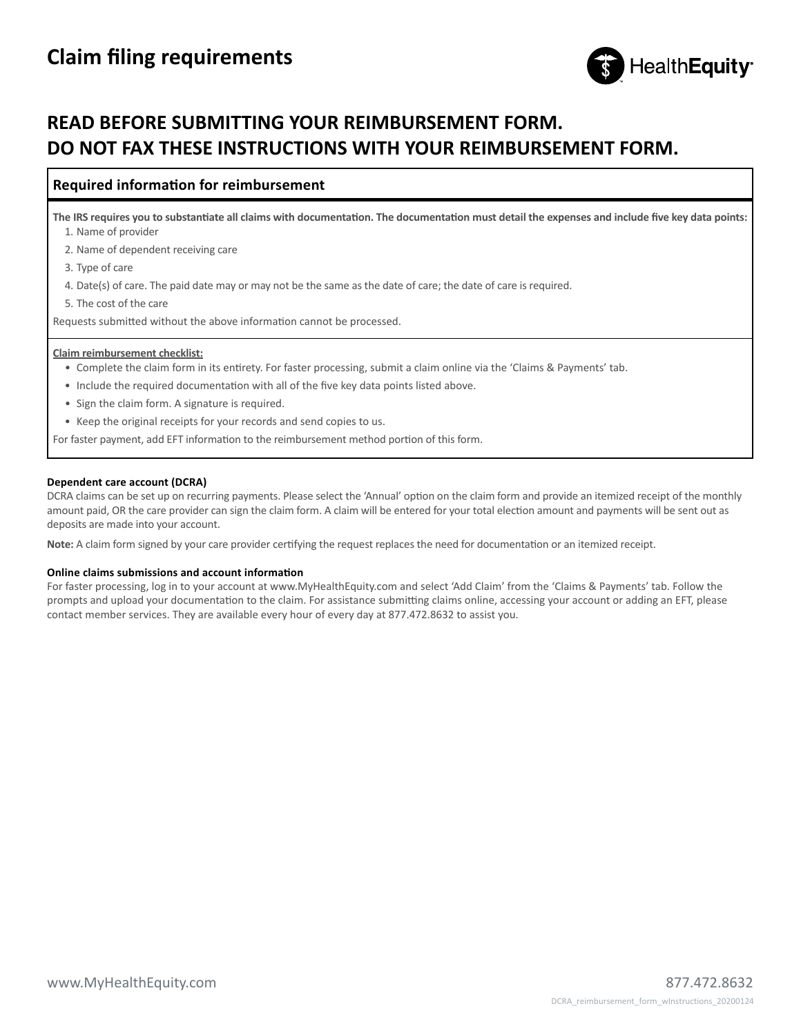# Claim filing requirements

HealthEquity

## READ BEFORE SUBMITTING YOUR REIMBURSEMENT FORM. DO NOT FAX THESE INSTRUCTIONS WITH YOUR REIMBURSEMENT FORM.

### Required information for reimbursement

**The IRS requires you to substantiate all claims with documentation. The documentation must detail the expenses and include five key data points:**

1. Name of provider
2. Name of dependent receiving care
3. Type of care
4. Date(s) of care. The paid date may or may not be the same as the date of care; the date of care is required.
5. The cost of the care

Requests submitted without the above information cannot be processed.

**Claim reimbursement checklist:**

- Complete the claim form in its entirety. For faster processing, submit a claim online via the 'Claims & Payments' tab.
- Include the required documentation with all of the five key data points listed above.
- Sign the claim form. A signature is required.
- Keep the original receipts for your records and send copies to us.

For faster payment, add EFT information to the reimbursement method portion of this form.

**Dependent care account (DCRA)**

DCRA claims can be set up on recurring payments. Please select the 'Annual' option on the claim form and provide an itemized receipt of the monthly amount paid, OR the care provider can sign the claim form. A claim will be entered for your total election amount and payments will be sent out as deposits are made into your account.

**Note:** A claim form signed by your care provider certifying the request replaces the need for documentation or an itemized receipt.

**Online claims submissions and account information**

For faster processing, log in to your account at www.MyHealthEquity.com and select 'Add Claim' from the 'Claims & Payments' tab. Follow the prompts and upload your documentation to the claim. For assistance submitting claims online, accessing your account or adding an EFT, please contact member services. They are available every hour of every day at 877.472.8632 to assist you.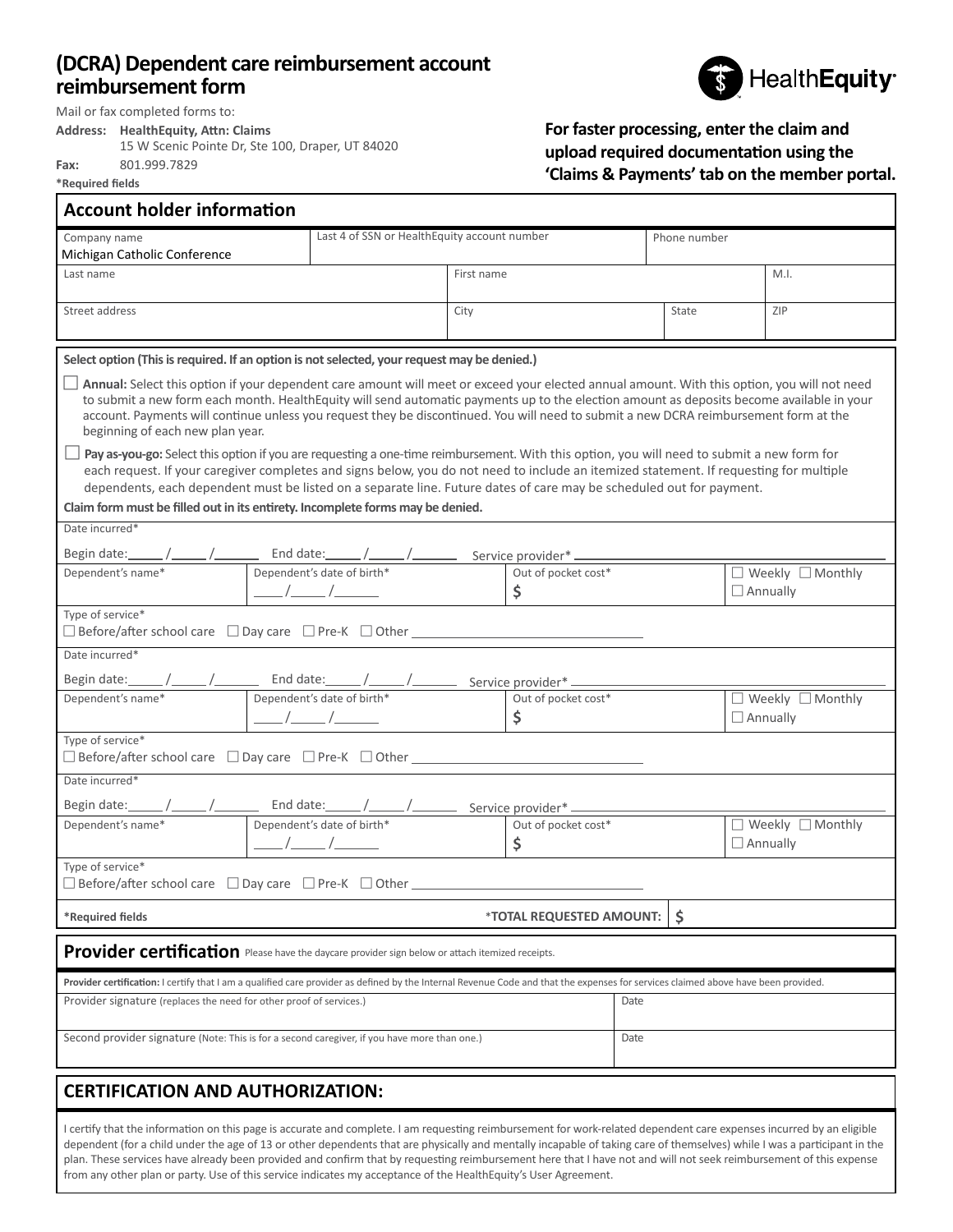# (DCRA) Dependent care reimbursement account reimbursement form

HealthEquity

Mail or fax completed forms to:

**Address:** **HealthEquity, Attn: Claims**
15 W Scenic Pointe Dr, Ste 100, Draper, UT 84020

**Fax:** 801.999.7829

***Required fields**

**For faster processing, enter the claim and upload required documentation using the 'Claims & Payments' tab on the member portal.**

## Account holder information

| Company name | Last 4 of SSN or HealthEquity account number | Phone number | |
|---|---|---|---|
| Michigan Catholic Conference | | | |
| Last name | First name | | M.I. |
| Street address | City | State | ZIP |

**Select option (This is required. If an option is not selected, your request may be denied.)**

☐ **Annual:** Select this option if your dependent care amount will meet or exceed your elected annual amount. With this option, you will not need to submit a new form each month. HealthEquity will send automatic payments up to the election amount as deposits become available in your account. Payments will continue unless you request they be discontinued. You will need to submit a new DCRA reimbursement form at the beginning of each new plan year.

☐ **Pay as-you-go:** Select this option if you are requesting a one-time reimbursement. With this option, you will need to submit a new form for each request. If your caregiver completes and signs below, you do not need to include an itemized statement. If requesting for multiple dependents, each dependent must be listed on a separate line. Future dates of care may be scheduled out for payment.

**Claim form must be filled out in its entirety. Incomplete forms may be denied.**

Date incurred*

Begin date:_____ /_____ /______ End date:_____ /_____ /______ Service provider* ____________________

| Dependent's name* | Dependent's date of birth* | Out of pocket cost* | |
|---|---|---|---|
| | ____ /_____ /______ | $ | ☐ Weekly ☐ Monthly ☐ Annually |

Type of service*
☐ Before/after school care ☐ Day care ☐ Pre-K ☐ Other ____________________

Date incurred*

Begin date:_____ /_____ /______ End date:_____ /_____ /______ Service provider* ____________________

| Dependent's name* | Dependent's date of birth* | Out of pocket cost* | |
|---|---|---|---|
| | ____ /_____ /______ | $ | ☐ Weekly ☐ Monthly ☐ Annually |

Type of service*
☐ Before/after school care ☐ Day care ☐ Pre-K ☐ Other ____________________

Date incurred*

Begin date:_____ /_____ /______ End date:_____ /_____ /______ Service provider* ____________________

| Dependent's name* | Dependent's date of birth* | Out of pocket cost* | |
|---|---|---|---|
| | ____ /_____ /______ | $ | ☐ Weekly ☐ Monthly ☐ Annually |

Type of service*
☐ Before/after school care ☐ Day care ☐ Pre-K ☐ Other ____________________

***Required fields** *TOTAL REQUESTED AMOUNT: $

## Provider certification

Please have the daycare provider sign below or attach itemized receipts.

**Provider certification:** I certify that I am a qualified care provider as defined by the Internal Revenue Code and that the expenses for services claimed above have been provided.

| Provider signature (replaces the need for other proof of services.) | Date |
|---|---|
| Second provider signature (Note: This is for a second caregiver, if you have more than one.) | Date |

## CERTIFICATION AND AUTHORIZATION:

I certify that the information on this page is accurate and complete. I am requesting reimbursement for work-related dependent care expenses incurred by an eligible dependent (for a child under the age of 13 or other dependents that are physically and mentally incapable of taking care of themselves) while I was a participant in the plan. These services have already been provided and confirm that by requesting reimbursement here that I have not and will not seek reimbursement of this expense from any other plan or party. Use of this service indicates my acceptance of the HealthEquity's User Agreement.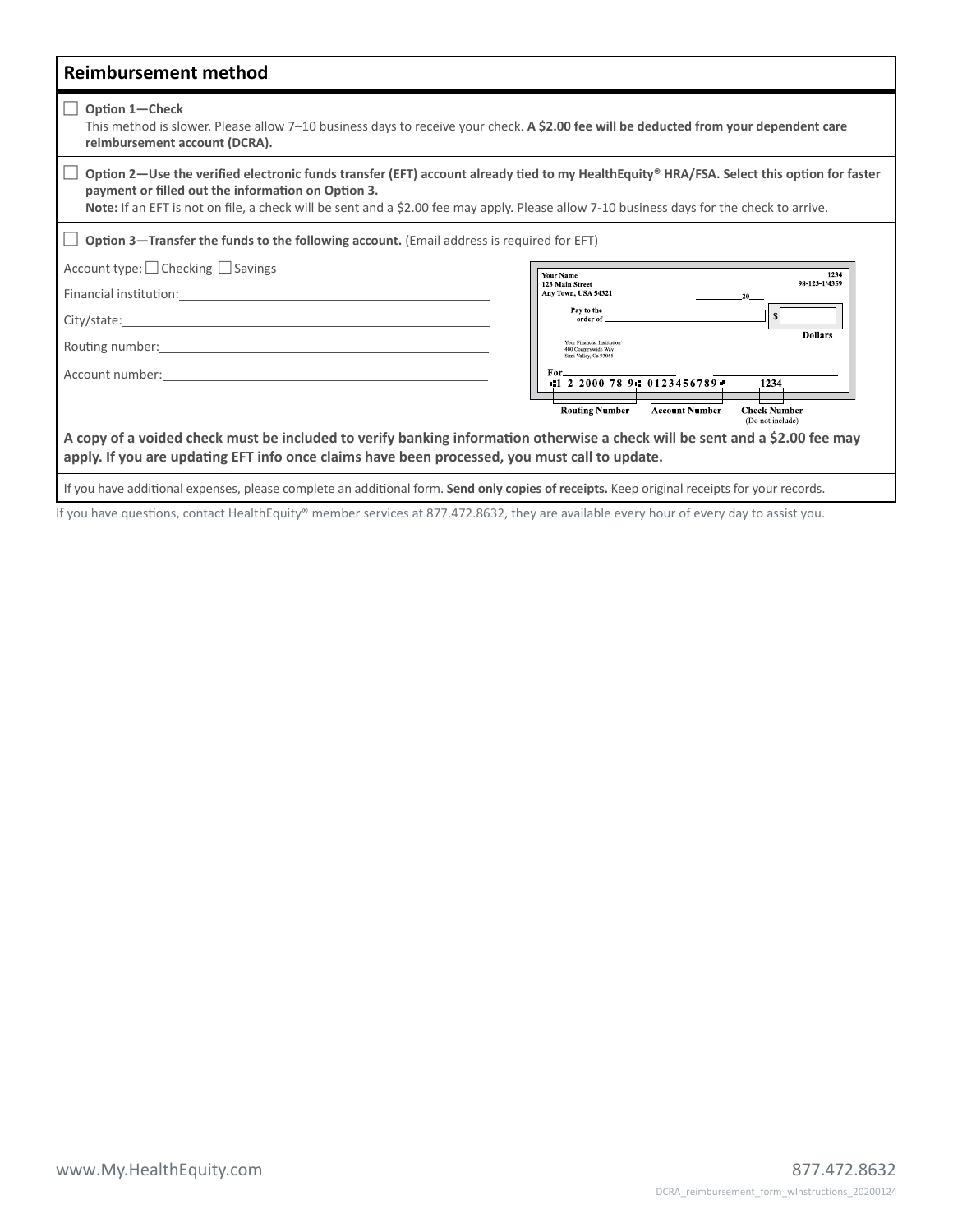## Reimbursement method

☐ **Option 1—Check**
This method is slower. Please allow 7–10 business days to receive your check. **A $2.00 fee will be deducted from your dependent care reimbursement account (DCRA).**

☐ **Option 2—Use the verified electronic funds transfer (EFT) account already tied to my HealthEquity® HRA/FSA. Select this option for faster payment or filled out the information on Option 3.**
**Note:** If an EFT is not on file, a check will be sent and a $2.00 fee may apply. Please allow 7-10 business days for the check to arrive.

☐ **Option 3—Transfer the funds to the following account.** (Email address is required for EFT)

Account type: ☐ Checking ☐ Savings

Financial institution: ______________________

City/state: ______________________

Routing number: ______________________

Account number: ______________________

Your Name
123 Main Street
Any Town, USA 54321
1234
98-123-1/4359
20___
Pay to the order of ______________________ $
Dollars
Your Financial Institution
400 Countrywide Way
Simi Valley, Ca 93065
For
⑆1 2 2000 78 9⑆ 0123456789⑈ 1234
Routing Number
Account Number
Check Number (Do not include)

**A copy of a voided check must be included to verify banking information otherwise a check will be sent and a $2.00 fee may apply. If you are updating EFT info once claims have been processed, you must call to update.**

If you have additional expenses, please complete an additional form. **Send only copies of receipts.** Keep original receipts for your records.

If you have questions, contact HealthEquity® member services at 877.472.8632, they are available every hour of every day to assist you.

www.My.HealthEquity.com 877.472.8632

DCRA_reimbursement_form_wInstructions_20200124